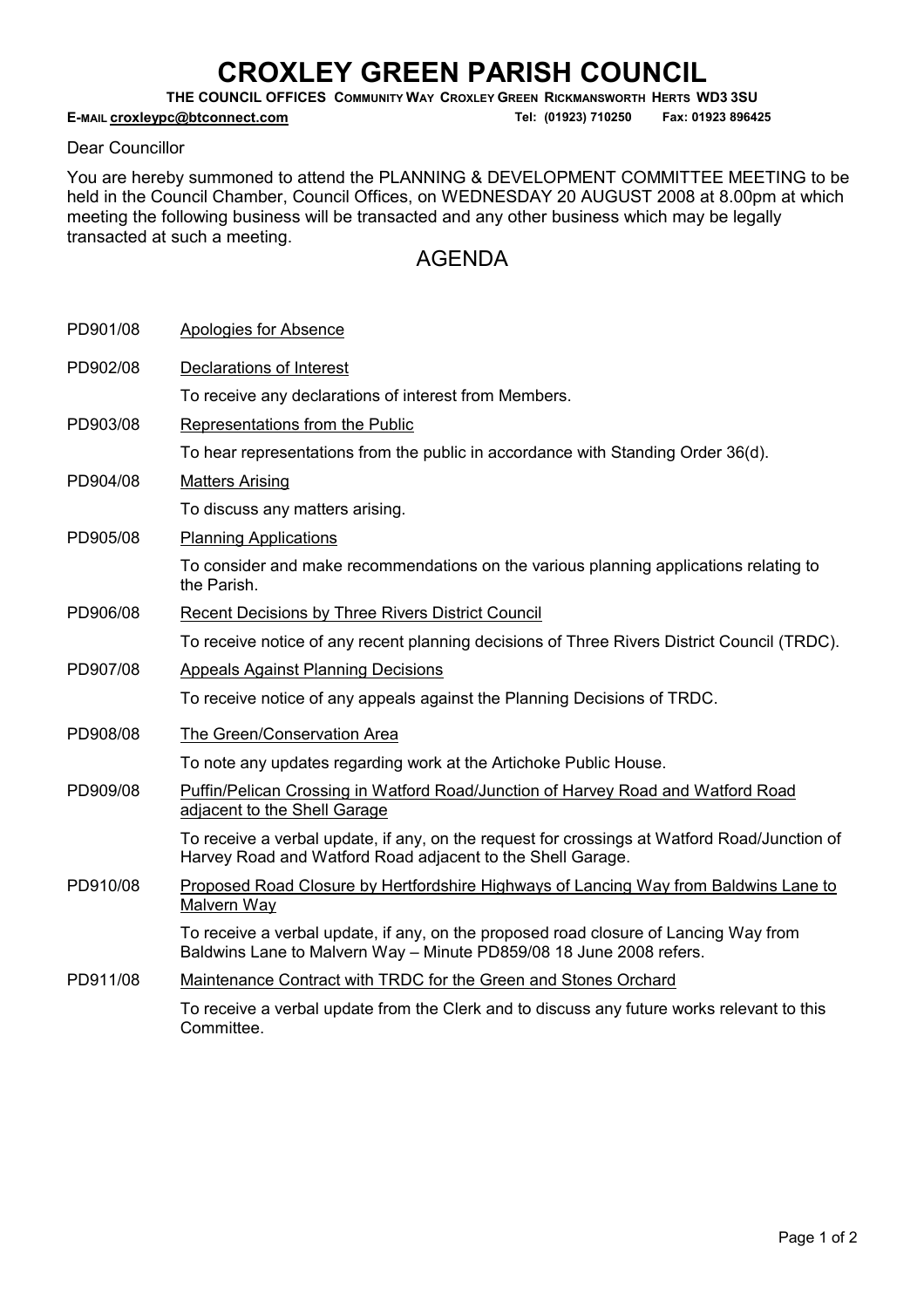# CROXLEY GREEN PARISH COUNCIL

**THE COUNCIL OFFICES COMMUNITY WAY CROXLEY GREEN RICKMANSWORTH HERTS WD3 3SU**

**E-MAIL croxleypc@btconnect.com** **Tel: (01923) 710250 Fax: 01923 896425**

Dear Councillor

You are hereby summoned to attend the PLANNING & DEVELOPMENT COMMITTEE MEETING to be held in the Council Chamber, Council Offices, on WEDNESDAY 20 AUGUST 2008 at 8.00pm at which meeting the following business will be transacted and any other business which may be legally transacted at such a meeting.

## AGENDA

**PD901/08** Apologies for Absence

**PD902/08** Declarations of Interest

To receive any declarations of interest from Members.

**PD903/08** Representations from the Public

To hear representations from the public in accordance with Standing Order 36(d).

**PD904/08** Matters Arising

To discuss any matters arising.

**PD905/08** Planning Applications

To consider and make recommendations on the various planning applications relating to the Parish.

**PD906/08** Recent Decisions by Three Rivers District Council

To receive notice of any recent planning decisions of Three Rivers District Council (TRDC).

**PD907/08** Appeals Against Planning Decisions

To receive notice of any appeals against the Planning Decisions of TRDC.

**PD908/08** The Green/Conservation Area

To note any updates regarding work at the Artichoke Public House.

**PD909/08** Puffin/Pelican Crossing in Watford Road/Junction of Harvey Road and Watford Road adjacent to the Shell Garage

To receive a verbal update, if any, on the request for crossings at Watford Road/Junction of Harvey Road and Watford Road adjacent to the Shell Garage.

**PD910/08** Proposed Road Closure by Hertfordshire Highways of Lancing Way from Baldwins Lane to Malvern Way

To receive a verbal update, if any, on the proposed road closure of Lancing Way from Baldwins Lane to Malvern Way – Minute PD859/08 18 June 2008 refers.

**PD911/08** Maintenance Contract with TRDC for the Green and Stones Orchard

To receive a verbal update from the Clerk and to discuss any future works relevant to this Committee.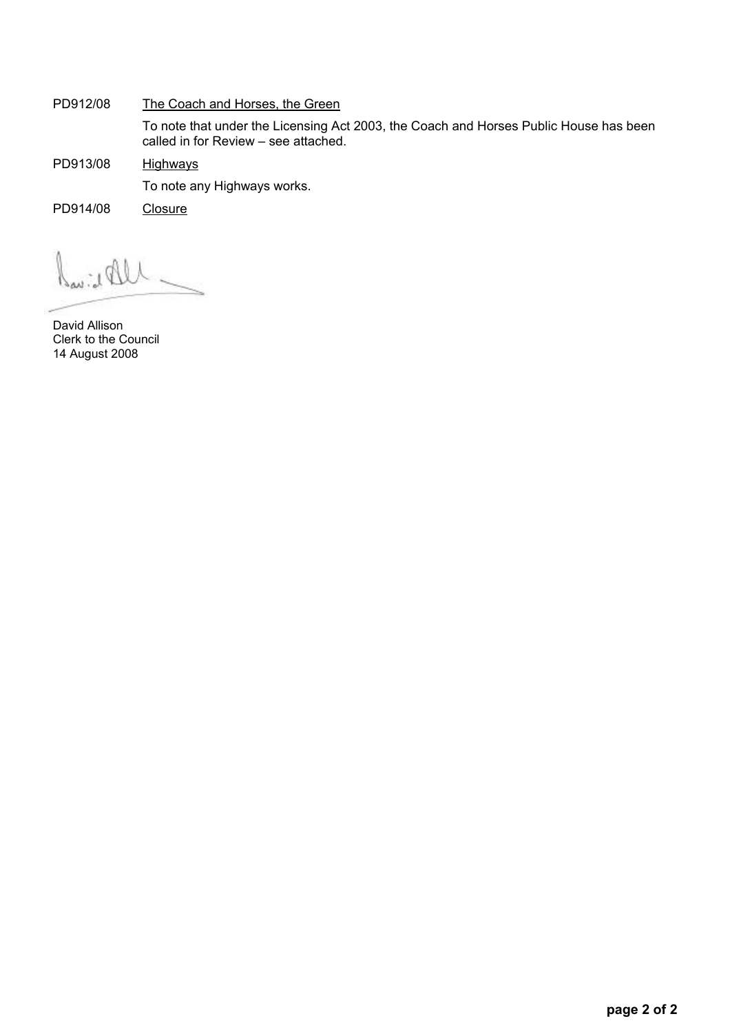PD912/08 The Coach and Horses, the Green

To note that under the Licensing Act 2003, the Coach and Horses Public House has been called in for Review – see attached.

PD913/08 Highways

To note any Highways works.

PD914/08 Closure

David Allison
Clerk to the Council
14 August 2008